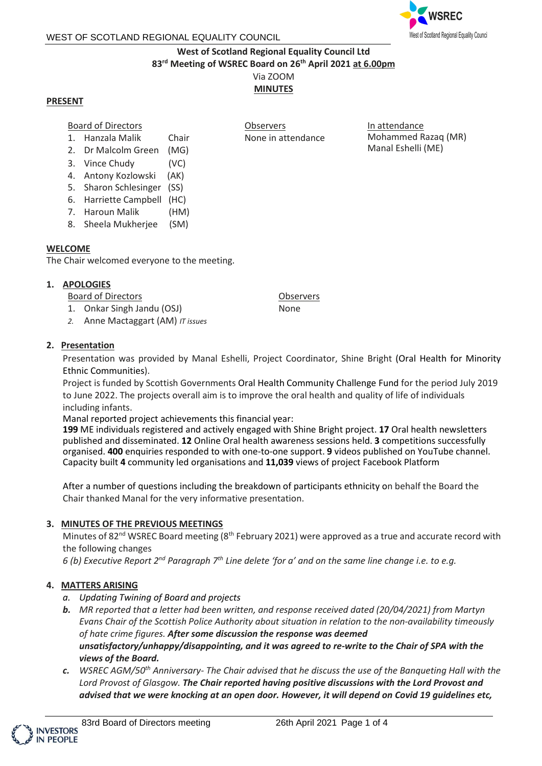**West of Scotland Regional Equality Council Ltd**
**83rd Meeting of WSREC Board on 26th April 2021 at 6.00pm**
Via ZOOM
**MINUTES**

## PRESENT

| Board of Directors | | Observers | In attendance |
|---|---|---|---|
| 1. Hanzala Malik | Chair | None in attendance | Mohammed Razaq (MR) |
| 2. Dr Malcolm Green | (MG) | | Manal Eshelli (ME) |
| 3. Vince Chudy | (VC) | | |
| 4. Antony Kozlowski | (AK) | | |
| 5. Sharon Schlesinger | (SS) | | |
| 6. Harriette Campbell | (HC) | | |
| 7. Haroun Malik | (HM) | | |
| 8. Sheela Mukherjee | (SM) | | |

## WELCOME

The Chair welcomed everyone to the meeting.

## 1. APOLOGIES

| Board of Directors | Observers |
|---|---|
| 1. Onkar Singh Jandu (OSJ) | None |
| 2. Anne Mactaggart (AM) *IT issues* | |

## 2. Presentation

Presentation was provided by Manal Eshelli, Project Coordinator, Shine Bright (Oral Health for Minority Ethnic Communities).

Project is funded by Scottish Governments Oral Health Community Challenge Fund for the period July 2019 to June 2022. The projects overall aim is to improve the oral health and quality of life of individuals including infants.

Manal reported project achievements this financial year:

**199** ME individuals registered and actively engaged with Shine Bright project. **17** Oral health newsletters published and disseminated. **12** Online Oral health awareness sessions held. **3** competitions successfully organised. **400** enquiries responded to with one-to-one support. **9** videos published on YouTube channel. Capacity built **4** community led organisations and **11,039** views of project Facebook Platform

After a number of questions including the breakdown of participants ethnicity on behalf the Board the Chair thanked Manal for the very informative presentation.

## 3. MINUTES OF THE PREVIOUS MEETINGS

Minutes of 82nd WSREC Board meeting (8th February 2021) were approved as a true and accurate record with the following changes

*6 (b) Executive Report 2nd Paragraph 7th Line delete 'for a' and on the same line change i.e. to e.g.*

## 4. MATTERS ARISING

a. *Updating Twining of Board and projects*

b. *MR reported that a letter had been written, and response received dated (20/04/2021) from Martyn Evans Chair of the Scottish Police Authority about situation in relation to the non-availability timeously of hate crime figures.* ***After some discussion the response was deemed unsatisfactory/unhappy/disappointing, and it was agreed to re-write to the Chair of SPA with the views of the Board.***

c. *WSREC AGM/50th Anniversary- The Chair advised that he discuss the use of the Banqueting Hall with the Lord Provost of Glasgow.* ***The Chair reported having positive discussions with the Lord Provost and advised that we were knocking at an open door. However, it will depend on Covid 19 guidelines etc,***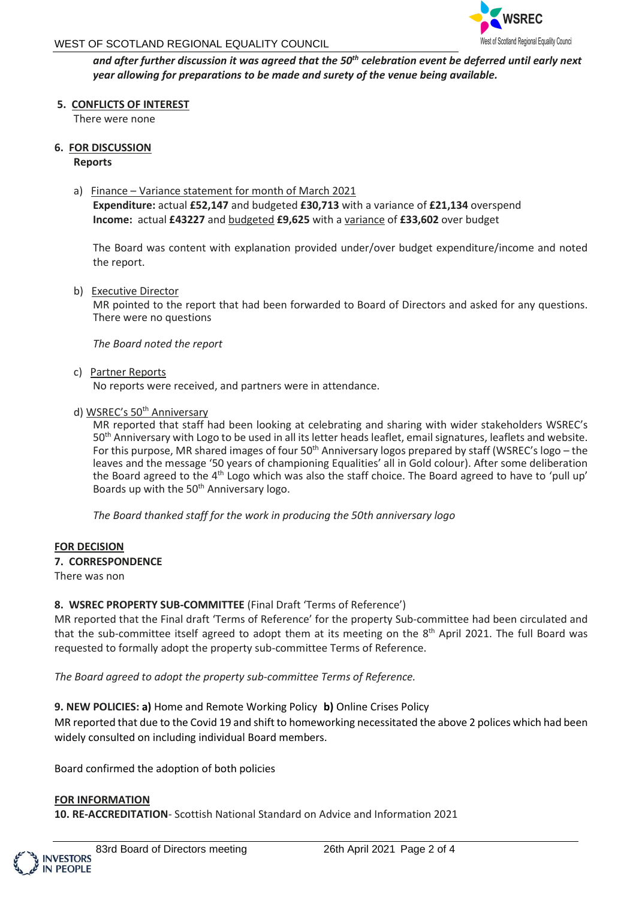***and after further discussion it was agreed that the 50th celebration event be deferred until early next year allowing for preparations to be made and surety of the venue being available.***

**5. CONFLICTS OF INTEREST**

There were none

**6. FOR DISCUSSION**

**Reports**

a) Finance – Variance statement for month of March 2021

**Expenditure:** actual **£52,147** and budgeted **£30,713** with a variance of **£21,134** overspend
**Income:** actual **£43227** and budgeted **£9,625** with a variance of **£33,602** over budget

The Board was content with explanation provided under/over budget expenditure/income and noted the report.

b) Executive Director

MR pointed to the report that had been forwarded to Board of Directors and asked for any questions. There were no questions

*The Board noted the report*

c) Partner Reports

No reports were received, and partners were in attendance.

d) WSREC's 50th Anniversary

MR reported that staff had been looking at celebrating and sharing with wider stakeholders WSREC's 50th Anniversary with Logo to be used in all its letter heads leaflet, email signatures, leaflets and website. For this purpose, MR shared images of four 50th Anniversary logos prepared by staff (WSREC's logo – the leaves and the message '50 years of championing Equalities' all in Gold colour). After some deliberation the Board agreed to the 4th Logo which was also the staff choice. The Board agreed to have to 'pull up' Boards up with the 50th Anniversary logo.

*The Board thanked staff for the work in producing the 50th anniversary logo*

**FOR DECISION**

**7. CORRESPONDENCE**

There was non

**8. WSREC PROPERTY SUB-COMMITTEE** (Final Draft 'Terms of Reference')

MR reported that the Final draft 'Terms of Reference' for the property Sub-committee had been circulated and that the sub-committee itself agreed to adopt them at its meeting on the 8th April 2021. The full Board was requested to formally adopt the property sub-committee Terms of Reference.

*The Board agreed to adopt the property sub-committee Terms of Reference.*

**9. NEW POLICIES: a)** Home and Remote Working Policy **b)** Online Crises Policy

MR reported that due to the Covid 19 and shift to homeworking necessitated the above 2 polices which had been widely consulted on including individual Board members.

Board confirmed the adoption of both policies

**FOR INFORMATION**

**10. RE-ACCREDITATION**- Scottish National Standard on Advice and Information 2021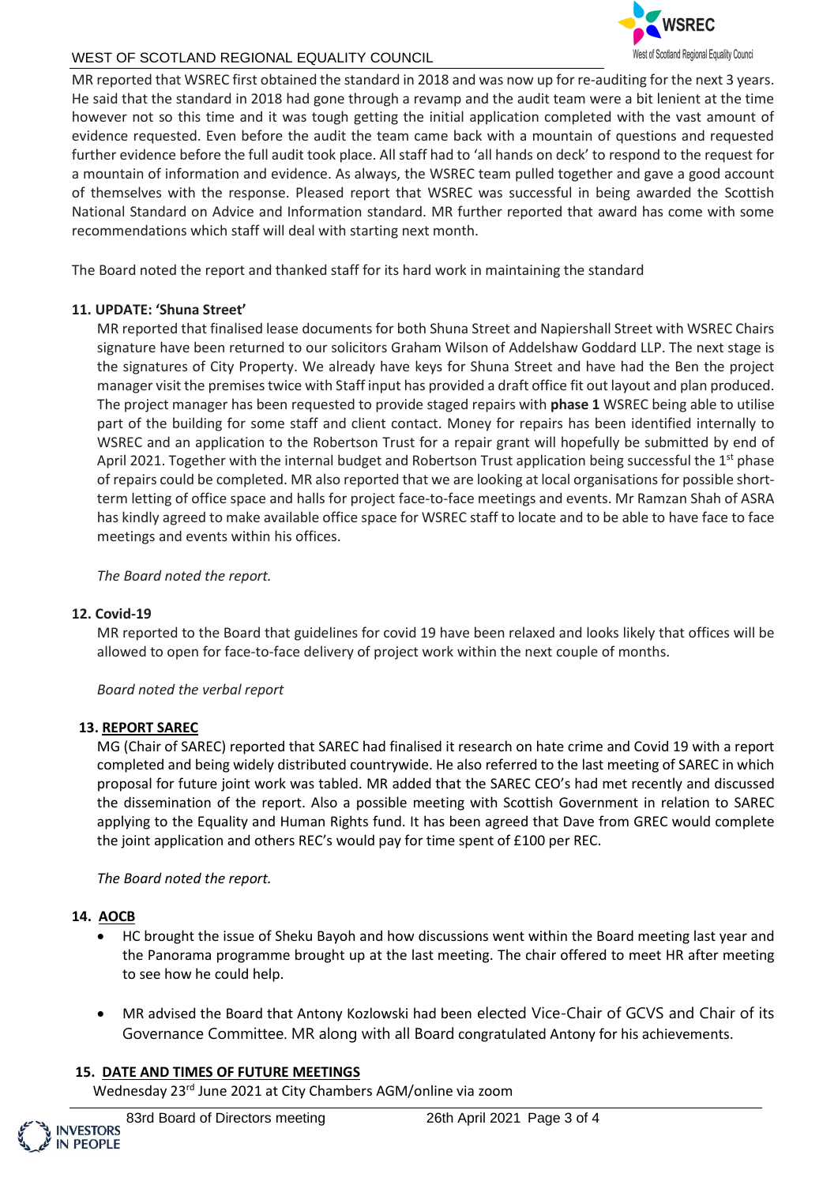MR reported that WSREC first obtained the standard in 2018 and was now up for re-auditing for the next 3 years. He said that the standard in 2018 had gone through a revamp and the audit team were a bit lenient at the time however not so this time and it was tough getting the initial application completed with the vast amount of evidence requested. Even before the audit the team came back with a mountain of questions and requested further evidence before the full audit took place. All staff had to 'all hands on deck' to respond to the request for a mountain of information and evidence. As always, the WSREC team pulled together and gave a good account of themselves with the response. Pleased report that WSREC was successful in being awarded the Scottish National Standard on Advice and Information standard. MR further reported that award has come with some recommendations which staff will deal with starting next month.

The Board noted the report and thanked staff for its hard work in maintaining the standard

**11. UPDATE: 'Shuna Street'**

MR reported that finalised lease documents for both Shuna Street and Napiershall Street with WSREC Chairs signature have been returned to our solicitors Graham Wilson of Addelshaw Goddard LLP. The next stage is the signatures of City Property. We already have keys for Shuna Street and have had the Ben the project manager visit the premises twice with Staff input has provided a draft office fit out layout and plan produced. The project manager has been requested to provide staged repairs with **phase 1** WSREC being able to utilise part of the building for some staff and client contact. Money for repairs has been identified internally to WSREC and an application to the Robertson Trust for a repair grant will hopefully be submitted by end of April 2021. Together with the internal budget and Robertson Trust application being successful the 1st phase of repairs could be completed. MR also reported that we are looking at local organisations for possible short-term letting of office space and halls for project face-to-face meetings and events. Mr Ramzan Shah of ASRA has kindly agreed to make available office space for WSREC staff to locate and to be able to have face to face meetings and events within his offices.

*The Board noted the report.*

**12. Covid-19**

MR reported to the Board that guidelines for covid 19 have been relaxed and looks likely that offices will be allowed to open for face-to-face delivery of project work within the next couple of months.

*Board noted the verbal report*

**13. REPORT SAREC**

MG (Chair of SAREC) reported that SAREC had finalised it research on hate crime and Covid 19 with a report completed and being widely distributed countrywide. He also referred to the last meeting of SAREC in which proposal for future joint work was tabled. MR added that the SAREC CEO's had met recently and discussed the dissemination of the report. Also a possible meeting with Scottish Government in relation to SAREC applying to the Equality and Human Rights fund. It has been agreed that Dave from GREC would complete the joint application and others REC's would pay for time spent of £100 per REC.

*The Board noted the report.*

**14. AOCB**

- HC brought the issue of Sheku Bayoh and how discussions went within the Board meeting last year and the Panorama programme brought up at the last meeting. The chair offered to meet HR after meeting to see how he could help.
- MR advised the Board that Antony Kozlowski had been elected Vice-Chair of GCVS and Chair of its Governance Committee. MR along with all Board congratulated Antony for his achievements.

**15. DATE AND TIMES OF FUTURE MEETINGS**

Wednesday 23rd June 2021 at City Chambers AGM/online via zoom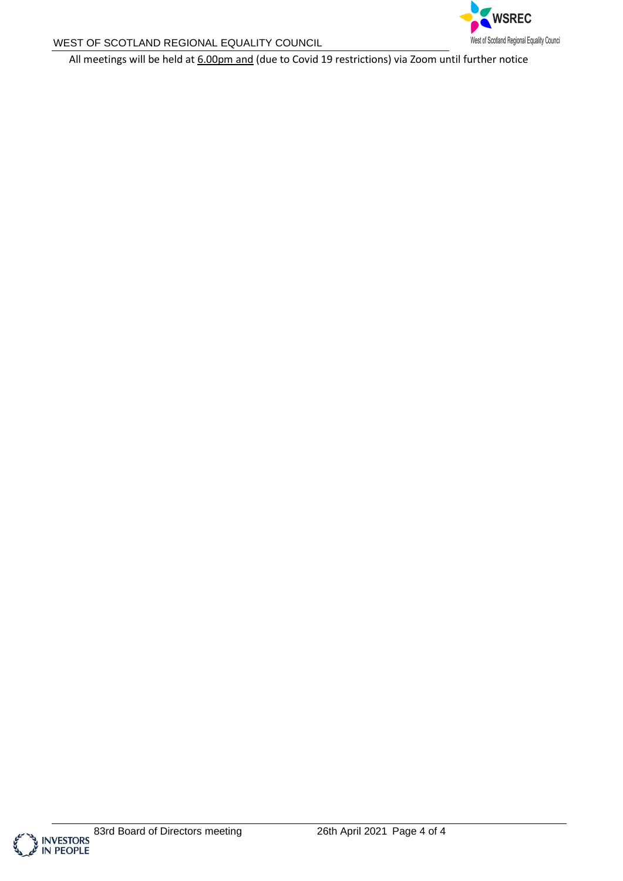All meetings will be held at 6.00pm and (due to Covid 19 restrictions) via Zoom until further notice